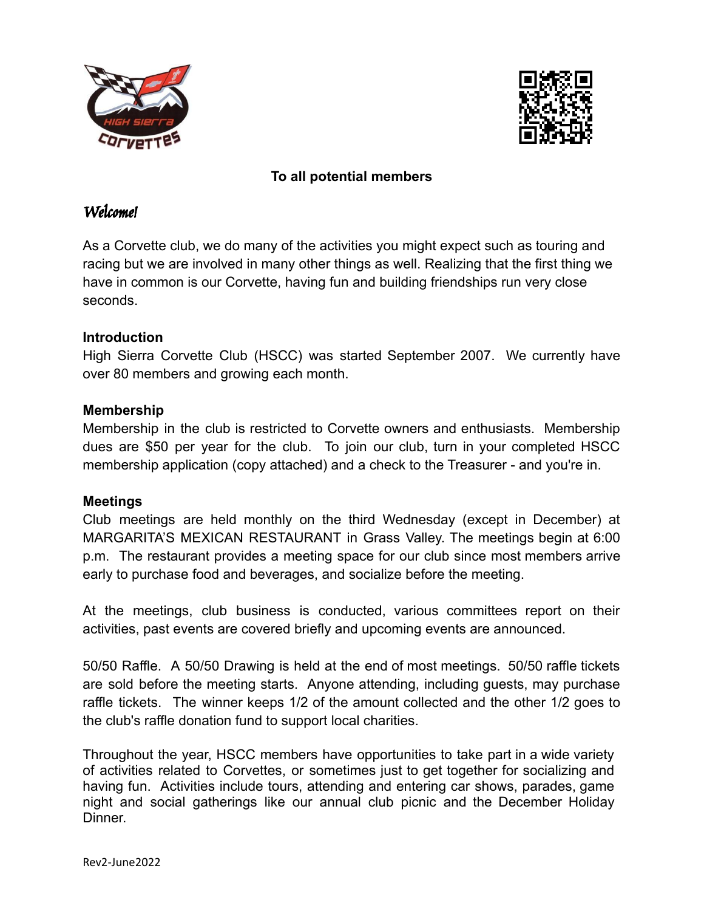**To all potential members**

***Welcome!***

As a Corvette club, we do many of the activities you might expect such as touring and racing but we are involved in many other things as well. Realizing that the first thing we have in common is our Corvette, having fun and building friendships run very close seconds.

**Introduction**

High Sierra Corvette Club (HSCC) was started September 2007. We currently have over 80 members and growing each month.

**Membership**

Membership in the club is restricted to Corvette owners and enthusiasts. Membership dues are $50 per year for the club. To join our club, turn in your completed HSCC membership application (copy attached) and a check to the Treasurer - and you're in.

**Meetings**

Club meetings are held monthly on the third Wednesday (except in December) at MARGARITA'S MEXICAN RESTAURANT in Grass Valley. The meetings begin at 6:00 p.m. The restaurant provides a meeting space for our club since most members arrive early to purchase food and beverages, and socialize before the meeting.

At the meetings, club business is conducted, various committees report on their activities, past events are covered briefly and upcoming events are announced.

50/50 Raffle. A 50/50 Drawing is held at the end of most meetings. 50/50 raffle tickets are sold before the meeting starts. Anyone attending, including guests, may purchase raffle tickets. The winner keeps 1/2 of the amount collected and the other 1/2 goes to the club's raffle donation fund to support local charities.

Throughout the year, HSCC members have opportunities to take part in a wide variety of activities related to Corvettes, or sometimes just to get together for socializing and having fun. Activities include tours, attending and entering car shows, parades, game night and social gatherings like our annual club picnic and the December Holiday Dinner.

Rev2-June2022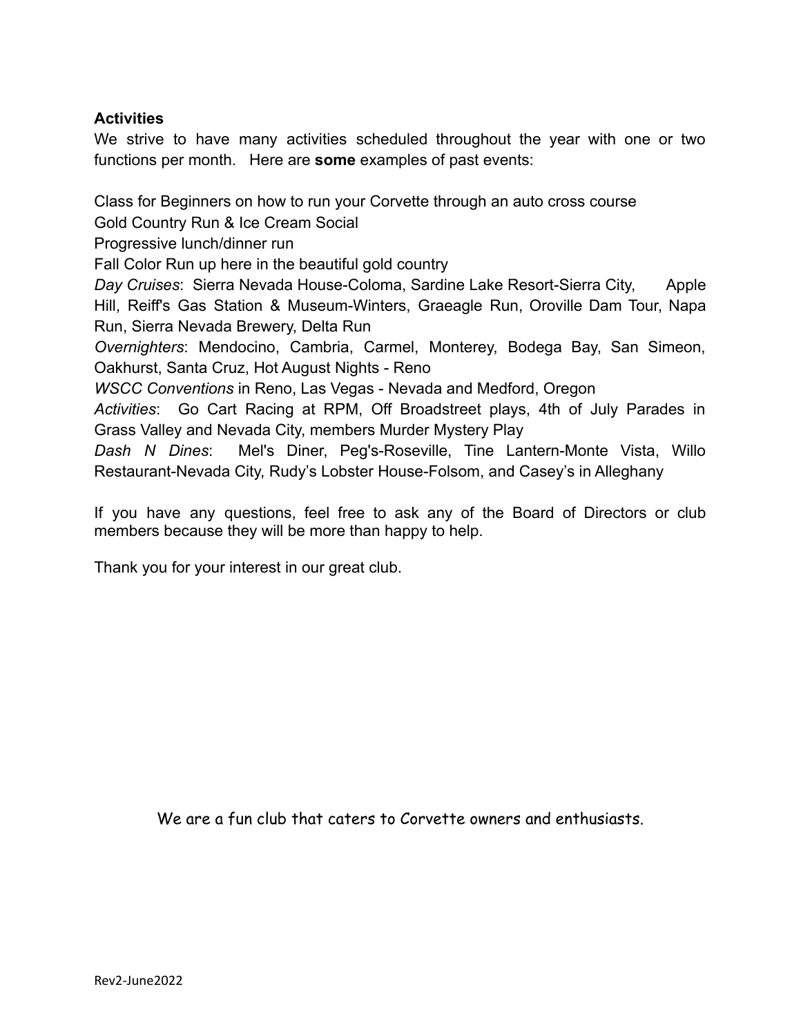**Activities**

We strive to have many activities scheduled throughout the year with one or two functions per month. Here are **some** examples of past events:

Class for Beginners on how to run your Corvette through an auto cross course
Gold Country Run & Ice Cream Social
Progressive lunch/dinner run
Fall Color Run up here in the beautiful gold country
*Day Cruises*: Sierra Nevada House-Coloma, Sardine Lake Resort-Sierra City, Apple Hill, Reiff's Gas Station & Museum-Winters, Graeagle Run, Oroville Dam Tour, Napa Run, Sierra Nevada Brewery, Delta Run
*Overnighters*: Mendocino, Cambria, Carmel, Monterey, Bodega Bay, San Simeon, Oakhurst, Santa Cruz, Hot August Nights - Reno
*WSCC Conventions* in Reno, Las Vegas - Nevada and Medford, Oregon
*Activities*: Go Cart Racing at RPM, Off Broadstreet plays, 4th of July Parades in Grass Valley and Nevada City, members Murder Mystery Play
*Dash N Dines*: Mel's Diner, Peg's-Roseville, Tine Lantern-Monte Vista, Willo Restaurant-Nevada City, Rudy's Lobster House-Folsom, and Casey's in Alleghany

If you have any questions, feel free to ask any of the Board of Directors or club members because they will be more than happy to help.

Thank you for your interest in our great club.

We are a fun club that caters to Corvette owners and enthusiasts.

Rev2-June2022